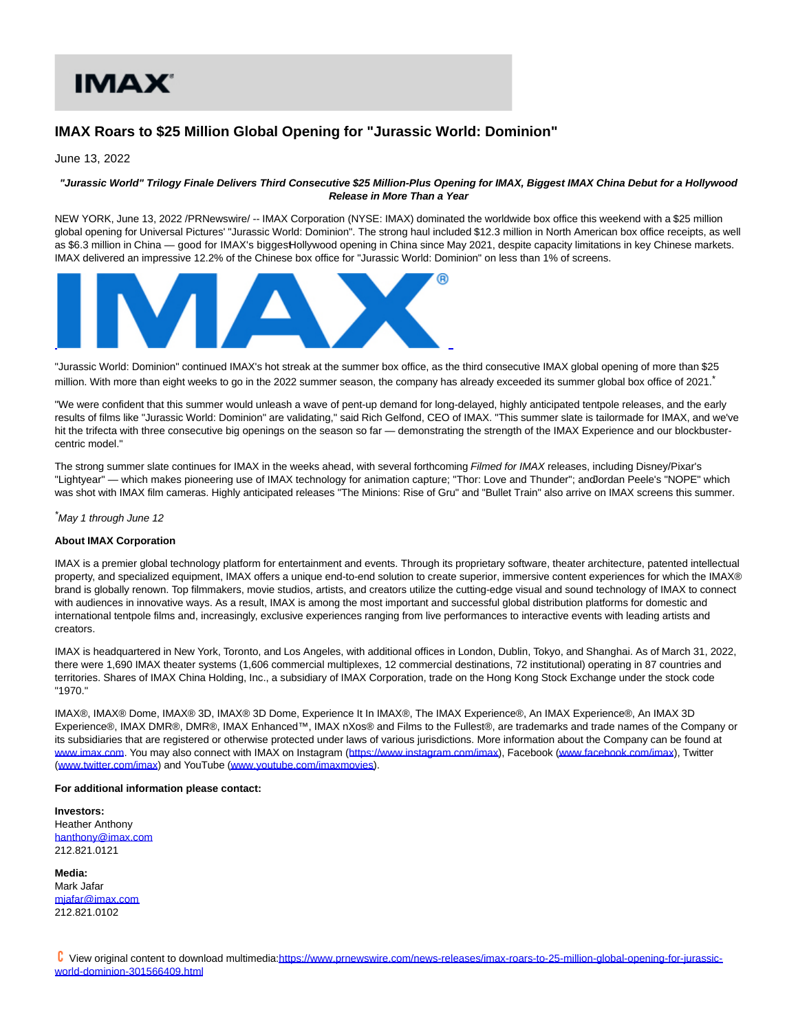# IMAX Roars to $25 Million Global Opening for "Jurassic World: Dominion"

June 13, 2022

***"Jurassic World" Trilogy Finale Delivers Third Consecutive $25 Million-Plus Opening for IMAX, Biggest IMAX China Debut for a Hollywood Release in More Than a Year***

NEW YORK, June 13, 2022 /PRNewswire/ -- IMAX Corporation (NYSE: IMAX) dominated the worldwide box office this weekend with a $25 million global opening for Universal Pictures' "Jurassic World: Dominion". The strong haul included $12.3 million in North American box office receipts, as well as $6.3 million in China — good for IMAX's biggest Hollywood opening in China since May 2021, despite capacity limitations in key Chinese markets. IMAX delivered an impressive 12.2% of the Chinese box office for "Jurassic World: Dominion" on less than 1% of screens.

"Jurassic World: Dominion" continued IMAX's hot streak at the summer box office, as the third consecutive IMAX global opening of more than $25 million. With more than eight weeks to go in the 2022 summer season, the company has already exceeded its summer global box office of 2021.*

"We were confident that this summer would unleash a wave of pent-up demand for long-delayed, highly anticipated tentpole releases, and the early results of films like "Jurassic World: Dominion" are validating," said Rich Gelfond, CEO of IMAX. "This summer slate is tailormade for IMAX, and we've hit the trifecta with three consecutive big openings on the season so far — demonstrating the strength of the IMAX Experience and our blockbuster-centric model."

The strong summer slate continues for IMAX in the weeks ahead, with several forthcoming *Filmed for IMAX* releases, including Disney/Pixar's "Lightyear" — which makes pioneering use of IMAX technology for animation capture; "Thor: Love and Thunder"; and Jordan Peele's "NOPE" which was shot with IMAX film cameras. Highly anticipated releases "The Minions: Rise of Gru" and "Bullet Train" also arrive on IMAX screens this summer.

**May 1 through June 12*

**About IMAX Corporation**

IMAX is a premier global technology platform for entertainment and events. Through its proprietary software, theater architecture, patented intellectual property, and specialized equipment, IMAX offers a unique end-to-end solution to create superior, immersive content experiences for which the IMAX® brand is globally renown. Top filmmakers, movie studios, artists, and creators utilize the cutting-edge visual and sound technology of IMAX to connect with audiences in innovative ways. As a result, IMAX is among the most important and successful global distribution platforms for domestic and international tentpole films and, increasingly, exclusive experiences ranging from live performances to interactive events with leading artists and creators.

IMAX is headquartered in New York, Toronto, and Los Angeles, with additional offices in London, Dublin, Tokyo, and Shanghai. As of March 31, 2022, there were 1,690 IMAX theater systems (1,606 commercial multiplexes, 12 commercial destinations, 72 institutional) operating in 87 countries and territories. Shares of IMAX China Holding, Inc., a subsidiary of IMAX Corporation, trade on the Hong Kong Stock Exchange under the stock code "1970."

IMAX®, IMAX® Dome, IMAX® 3D, IMAX® 3D Dome, Experience It In IMAX®, The IMAX Experience®, An IMAX Experience®, An IMAX 3D Experience®, IMAX DMR®, DMR®, IMAX Enhanced™, IMAX nXos® and Films to the Fullest®, are trademarks and trade names of the Company or its subsidiaries that are registered or otherwise protected under laws of various jurisdictions. More information about the Company can be found at www.imax.com. You may also connect with IMAX on Instagram (https://www.instagram.com/imax), Facebook (www.facebook.com/imax), Twitter (www.twitter.com/imax) and YouTube (www.youtube.com/imaxmovies).

**For additional information please contact:**

**Investors:**
Heather Anthony
hanthony@imax.com
212.821.0121

**Media:**
Mark Jafar
mjafar@imax.com
212.821.0102

View original content to download multimedia:https://www.prnewswire.com/news-releases/imax-roars-to-25-million-global-opening-for-jurassic-world-dominion-301566409.html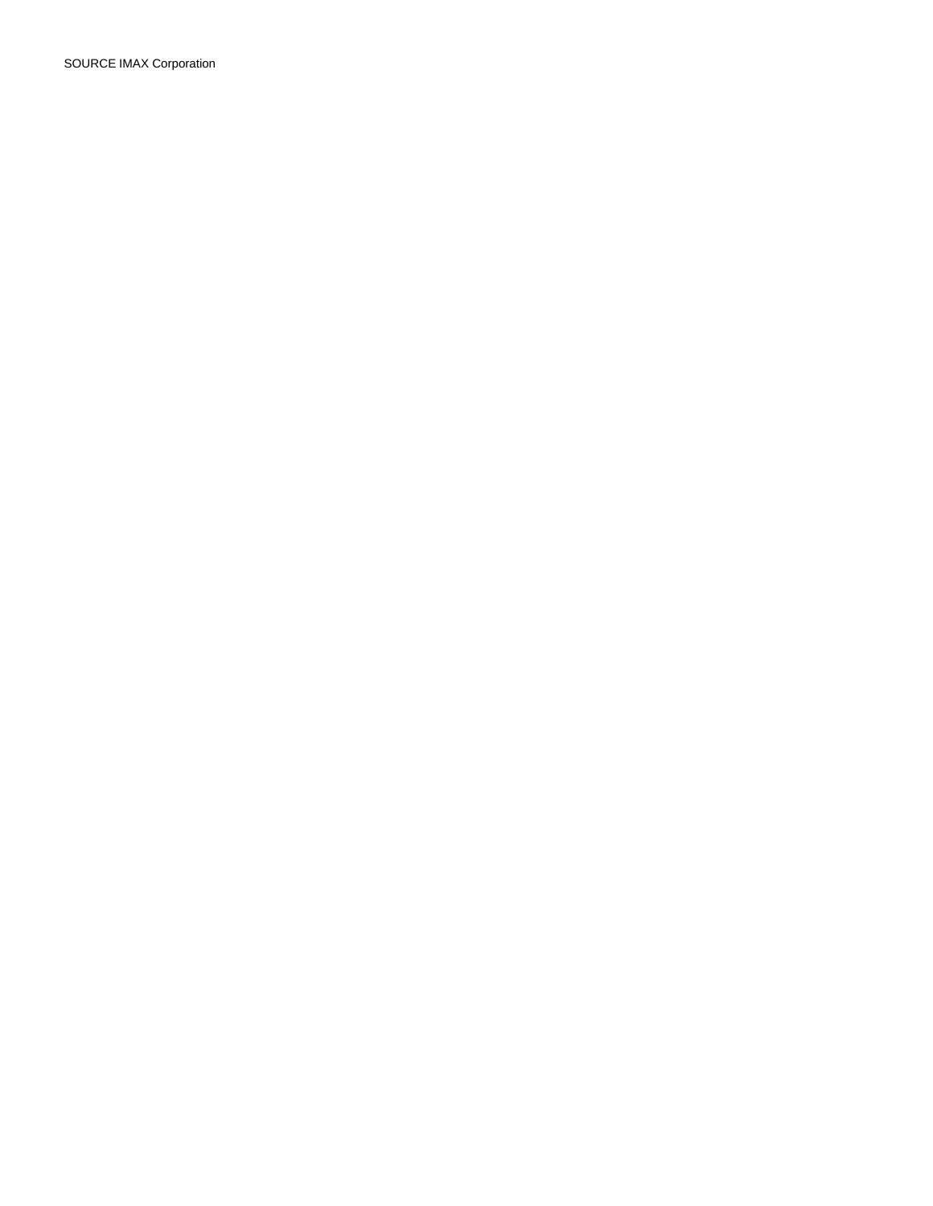SOURCE IMAX Corporation